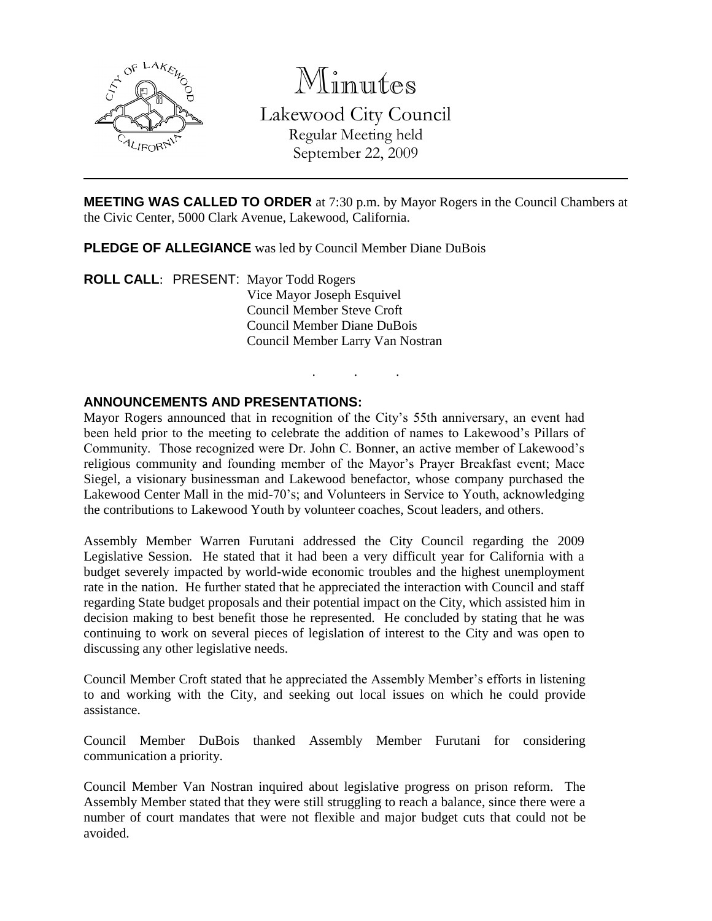# Minutes

Lakewood City Council
Regular Meeting held
September 22, 2009

---

**MEETING WAS CALLED TO ORDER** at 7:30 p.m. by Mayor Rogers in the Council Chambers at the Civic Center, 5000 Clark Avenue, Lakewood, California.

**PLEDGE OF ALLEGIANCE** was led by Council Member Diane DuBois

**ROLL CALL**: PRESENT: Mayor Todd Rogers
Vice Mayor Joseph Esquivel
Council Member Steve Croft
Council Member Diane DuBois
Council Member Larry Van Nostran

. . .

**ANNOUNCEMENTS AND PRESENTATIONS:**

Mayor Rogers announced that in recognition of the City's 55th anniversary, an event had been held prior to the meeting to celebrate the addition of names to Lakewood's Pillars of Community. Those recognized were Dr. John C. Bonner, an active member of Lakewood's religious community and founding member of the Mayor's Prayer Breakfast event; Mace Siegel, a visionary businessman and Lakewood benefactor, whose company purchased the Lakewood Center Mall in the mid-70's; and Volunteers in Service to Youth, acknowledging the contributions to Lakewood Youth by volunteer coaches, Scout leaders, and others.

Assembly Member Warren Furutani addressed the City Council regarding the 2009 Legislative Session. He stated that it had been a very difficult year for California with a budget severely impacted by world-wide economic troubles and the highest unemployment rate in the nation. He further stated that he appreciated the interaction with Council and staff regarding State budget proposals and their potential impact on the City, which assisted him in decision making to best benefit those he represented. He concluded by stating that he was continuing to work on several pieces of legislation of interest to the City and was open to discussing any other legislative needs.

Council Member Croft stated that he appreciated the Assembly Member's efforts in listening to and working with the City, and seeking out local issues on which he could provide assistance.

Council Member DuBois thanked Assembly Member Furutani for considering communication a priority.

Council Member Van Nostran inquired about legislative progress on prison reform. The Assembly Member stated that they were still struggling to reach a balance, since there were a number of court mandates that were not flexible and major budget cuts that could not be avoided.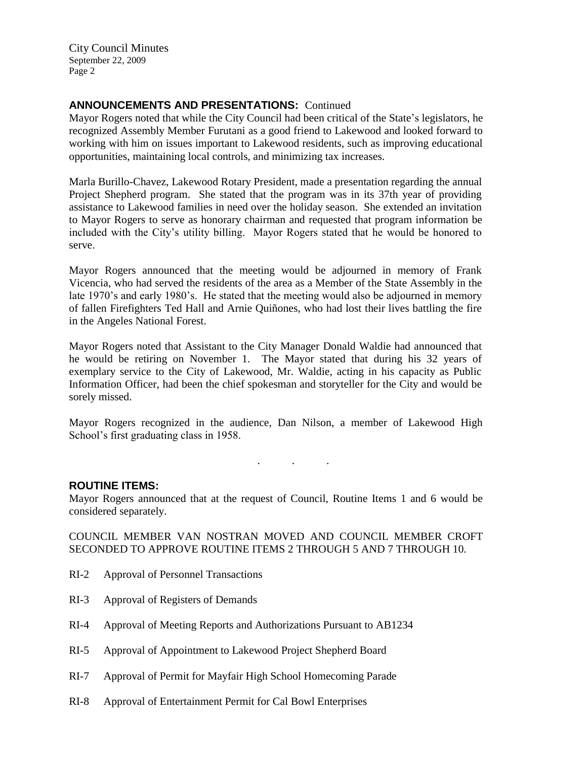## ANNOUNCEMENTS AND PRESENTATIONS: Continued

Mayor Rogers noted that while the City Council had been critical of the State's legislators, he recognized Assembly Member Furutani as a good friend to Lakewood and looked forward to working with him on issues important to Lakewood residents, such as improving educational opportunities, maintaining local controls, and minimizing tax increases.

Marla Burillo-Chavez, Lakewood Rotary President, made a presentation regarding the annual Project Shepherd program. She stated that the program was in its 37th year of providing assistance to Lakewood families in need over the holiday season. She extended an invitation to Mayor Rogers to serve as honorary chairman and requested that program information be included with the City's utility billing. Mayor Rogers stated that he would be honored to serve.

Mayor Rogers announced that the meeting would be adjourned in memory of Frank Vicencia, who had served the residents of the area as a Member of the State Assembly in the late 1970's and early 1980's. He stated that the meeting would also be adjourned in memory of fallen Firefighters Ted Hall and Arnie Quiñones, who had lost their lives battling the fire in the Angeles National Forest.

Mayor Rogers noted that Assistant to the City Manager Donald Waldie had announced that he would be retiring on November 1. The Mayor stated that during his 32 years of exemplary service to the City of Lakewood, Mr. Waldie, acting in his capacity as Public Information Officer, had been the chief spokesman and storyteller for the City and would be sorely missed.

Mayor Rogers recognized in the audience, Dan Nilson, a member of Lakewood High School's first graduating class in 1958.

. . .

## ROUTINE ITEMS:

Mayor Rogers announced that at the request of Council, Routine Items 1 and 6 would be considered separately.

COUNCIL MEMBER VAN NOSTRAN MOVED AND COUNCIL MEMBER CROFT SECONDED TO APPROVE ROUTINE ITEMS 2 THROUGH 5 AND 7 THROUGH 10.

RI-2 Approval of Personnel Transactions

RI-3 Approval of Registers of Demands

RI-4 Approval of Meeting Reports and Authorizations Pursuant to AB1234

RI-5 Approval of Appointment to Lakewood Project Shepherd Board

RI-7 Approval of Permit for Mayfair High School Homecoming Parade

RI-8 Approval of Entertainment Permit for Cal Bowl Enterprises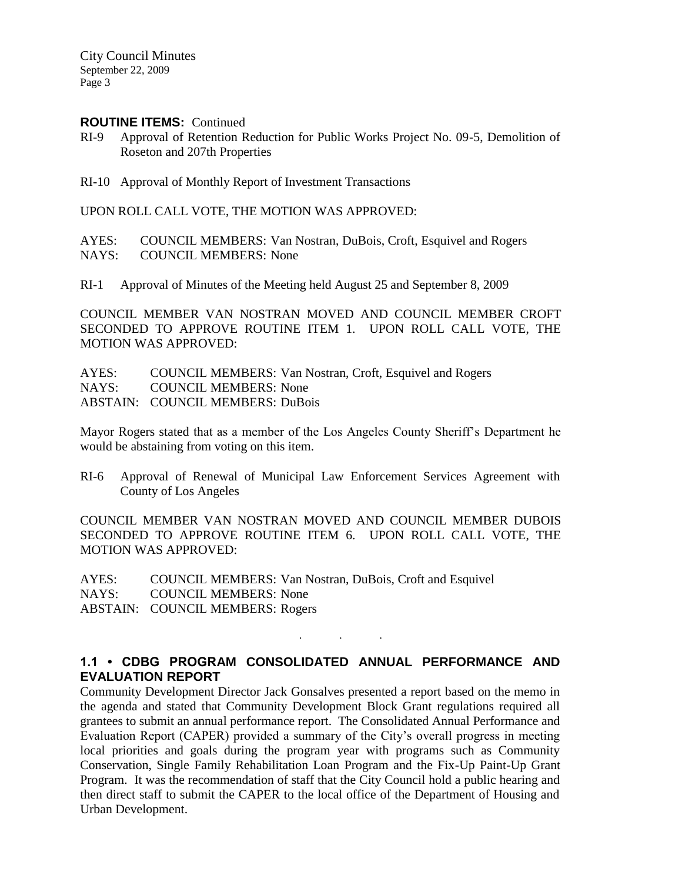**ROUTINE ITEMS:** Continued

RI-9 Approval of Retention Reduction for Public Works Project No. 09-5, Demolition of Roseton and 207th Properties

RI-10 Approval of Monthly Report of Investment Transactions

UPON ROLL CALL VOTE, THE MOTION WAS APPROVED:

AYES: COUNCIL MEMBERS: Van Nostran, DuBois, Croft, Esquivel and Rogers
NAYS: COUNCIL MEMBERS: None

RI-1 Approval of Minutes of the Meeting held August 25 and September 8, 2009

COUNCIL MEMBER VAN NOSTRAN MOVED AND COUNCIL MEMBER CROFT SECONDED TO APPROVE ROUTINE ITEM 1. UPON ROLL CALL VOTE, THE MOTION WAS APPROVED:

AYES: COUNCIL MEMBERS: Van Nostran, Croft, Esquivel and Rogers
NAYS: COUNCIL MEMBERS: None
ABSTAIN: COUNCIL MEMBERS: DuBois

Mayor Rogers stated that as a member of the Los Angeles County Sheriff's Department he would be abstaining from voting on this item.

RI-6 Approval of Renewal of Municipal Law Enforcement Services Agreement with County of Los Angeles

COUNCIL MEMBER VAN NOSTRAN MOVED AND COUNCIL MEMBER DUBOIS SECONDED TO APPROVE ROUTINE ITEM 6. UPON ROLL CALL VOTE, THE MOTION WAS APPROVED:

AYES: COUNCIL MEMBERS: Van Nostran, DuBois, Croft and Esquivel
NAYS: COUNCIL MEMBERS: None
ABSTAIN: COUNCIL MEMBERS: Rogers

. . .

## 1.1 • CDBG PROGRAM CONSOLIDATED ANNUAL PERFORMANCE AND EVALUATION REPORT

Community Development Director Jack Gonsalves presented a report based on the memo in the agenda and stated that Community Development Block Grant regulations required all grantees to submit an annual performance report. The Consolidated Annual Performance and Evaluation Report (CAPER) provided a summary of the City's overall progress in meeting local priorities and goals during the program year with programs such as Community Conservation, Single Family Rehabilitation Loan Program and the Fix-Up Paint-Up Grant Program. It was the recommendation of staff that the City Council hold a public hearing and then direct staff to submit the CAPER to the local office of the Department of Housing and Urban Development.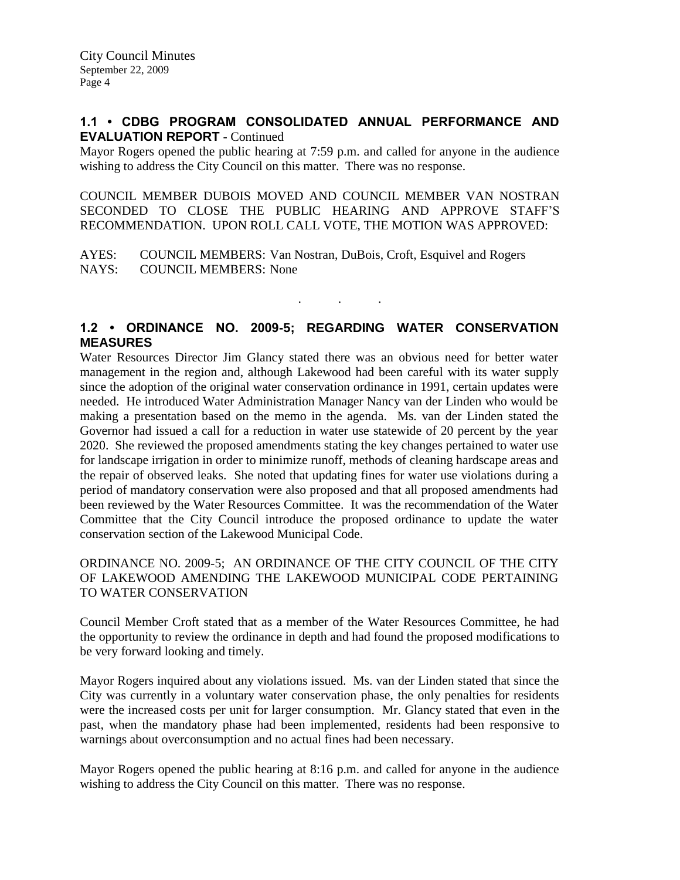## 1.1 • CDBG PROGRAM CONSOLIDATED ANNUAL PERFORMANCE AND EVALUATION REPORT - Continued

Mayor Rogers opened the public hearing at 7:59 p.m. and called for anyone in the audience wishing to address the City Council on this matter. There was no response.

COUNCIL MEMBER DUBOIS MOVED AND COUNCIL MEMBER VAN NOSTRAN SECONDED TO CLOSE THE PUBLIC HEARING AND APPROVE STAFF'S RECOMMENDATION. UPON ROLL CALL VOTE, THE MOTION WAS APPROVED:

AYES: COUNCIL MEMBERS: Van Nostran, DuBois, Croft, Esquivel and Rogers
NAYS: COUNCIL MEMBERS: None

. . .

## 1.2 • ORDINANCE NO. 2009-5; REGARDING WATER CONSERVATION MEASURES

Water Resources Director Jim Glancy stated there was an obvious need for better water management in the region and, although Lakewood had been careful with its water supply since the adoption of the original water conservation ordinance in 1991, certain updates were needed. He introduced Water Administration Manager Nancy van der Linden who would be making a presentation based on the memo in the agenda. Ms. van der Linden stated the Governor had issued a call for a reduction in water use statewide of 20 percent by the year 2020. She reviewed the proposed amendments stating the key changes pertained to water use for landscape irrigation in order to minimize runoff, methods of cleaning hardscape areas and the repair of observed leaks. She noted that updating fines for water use violations during a period of mandatory conservation were also proposed and that all proposed amendments had been reviewed by the Water Resources Committee. It was the recommendation of the Water Committee that the City Council introduce the proposed ordinance to update the water conservation section of the Lakewood Municipal Code.

ORDINANCE NO. 2009-5; AN ORDINANCE OF THE CITY COUNCIL OF THE CITY OF LAKEWOOD AMENDING THE LAKEWOOD MUNICIPAL CODE PERTAINING TO WATER CONSERVATION

Council Member Croft stated that as a member of the Water Resources Committee, he had the opportunity to review the ordinance in depth and had found the proposed modifications to be very forward looking and timely.

Mayor Rogers inquired about any violations issued. Ms. van der Linden stated that since the City was currently in a voluntary water conservation phase, the only penalties for residents were the increased costs per unit for larger consumption. Mr. Glancy stated that even in the past, when the mandatory phase had been implemented, residents had been responsive to warnings about overconsumption and no actual fines had been necessary.

Mayor Rogers opened the public hearing at 8:16 p.m. and called for anyone in the audience wishing to address the City Council on this matter. There was no response.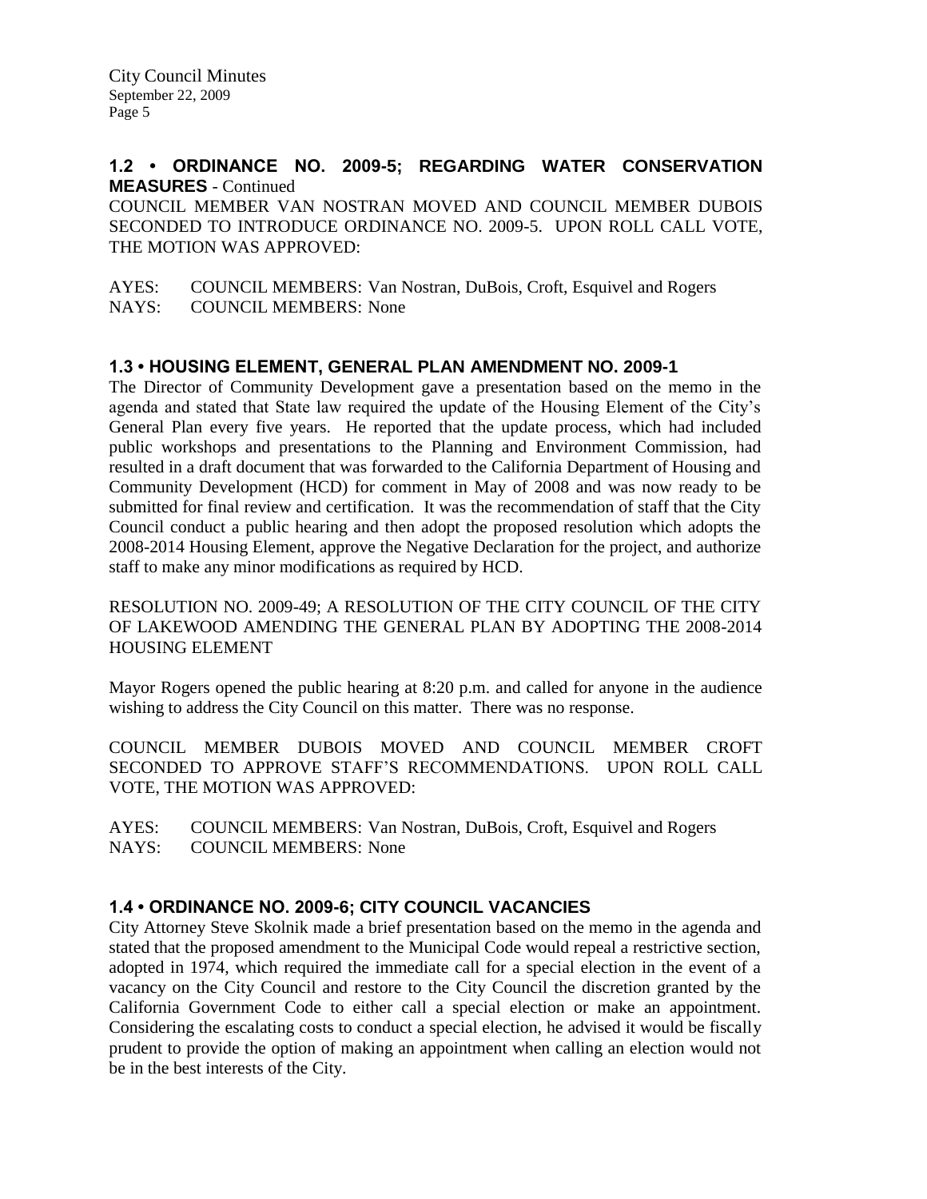## 1.2 • ORDINANCE NO. 2009-5; REGARDING WATER CONSERVATION MEASURES - Continued

COUNCIL MEMBER VAN NOSTRAN MOVED AND COUNCIL MEMBER DUBOIS SECONDED TO INTRODUCE ORDINANCE NO. 2009-5. UPON ROLL CALL VOTE, THE MOTION WAS APPROVED:

AYES: COUNCIL MEMBERS: Van Nostran, DuBois, Croft, Esquivel and Rogers
NAYS: COUNCIL MEMBERS: None

## 1.3 • HOUSING ELEMENT, GENERAL PLAN AMENDMENT NO. 2009-1

The Director of Community Development gave a presentation based on the memo in the agenda and stated that State law required the update of the Housing Element of the City's General Plan every five years. He reported that the update process, which had included public workshops and presentations to the Planning and Environment Commission, had resulted in a draft document that was forwarded to the California Department of Housing and Community Development (HCD) for comment in May of 2008 and was now ready to be submitted for final review and certification. It was the recommendation of staff that the City Council conduct a public hearing and then adopt the proposed resolution which adopts the 2008-2014 Housing Element, approve the Negative Declaration for the project, and authorize staff to make any minor modifications as required by HCD.

RESOLUTION NO. 2009-49; A RESOLUTION OF THE CITY COUNCIL OF THE CITY OF LAKEWOOD AMENDING THE GENERAL PLAN BY ADOPTING THE 2008-2014 HOUSING ELEMENT

Mayor Rogers opened the public hearing at 8:20 p.m. and called for anyone in the audience wishing to address the City Council on this matter. There was no response.

COUNCIL MEMBER DUBOIS MOVED AND COUNCIL MEMBER CROFT SECONDED TO APPROVE STAFF'S RECOMMENDATIONS. UPON ROLL CALL VOTE, THE MOTION WAS APPROVED:

AYES: COUNCIL MEMBERS: Van Nostran, DuBois, Croft, Esquivel and Rogers
NAYS: COUNCIL MEMBERS: None

## 1.4 • ORDINANCE NO. 2009-6; CITY COUNCIL VACANCIES

City Attorney Steve Skolnik made a brief presentation based on the memo in the agenda and stated that the proposed amendment to the Municipal Code would repeal a restrictive section, adopted in 1974, which required the immediate call for a special election in the event of a vacancy on the City Council and restore to the City Council the discretion granted by the California Government Code to either call a special election or make an appointment. Considering the escalating costs to conduct a special election, he advised it would be fiscally prudent to provide the option of making an appointment when calling an election would not be in the best interests of the City.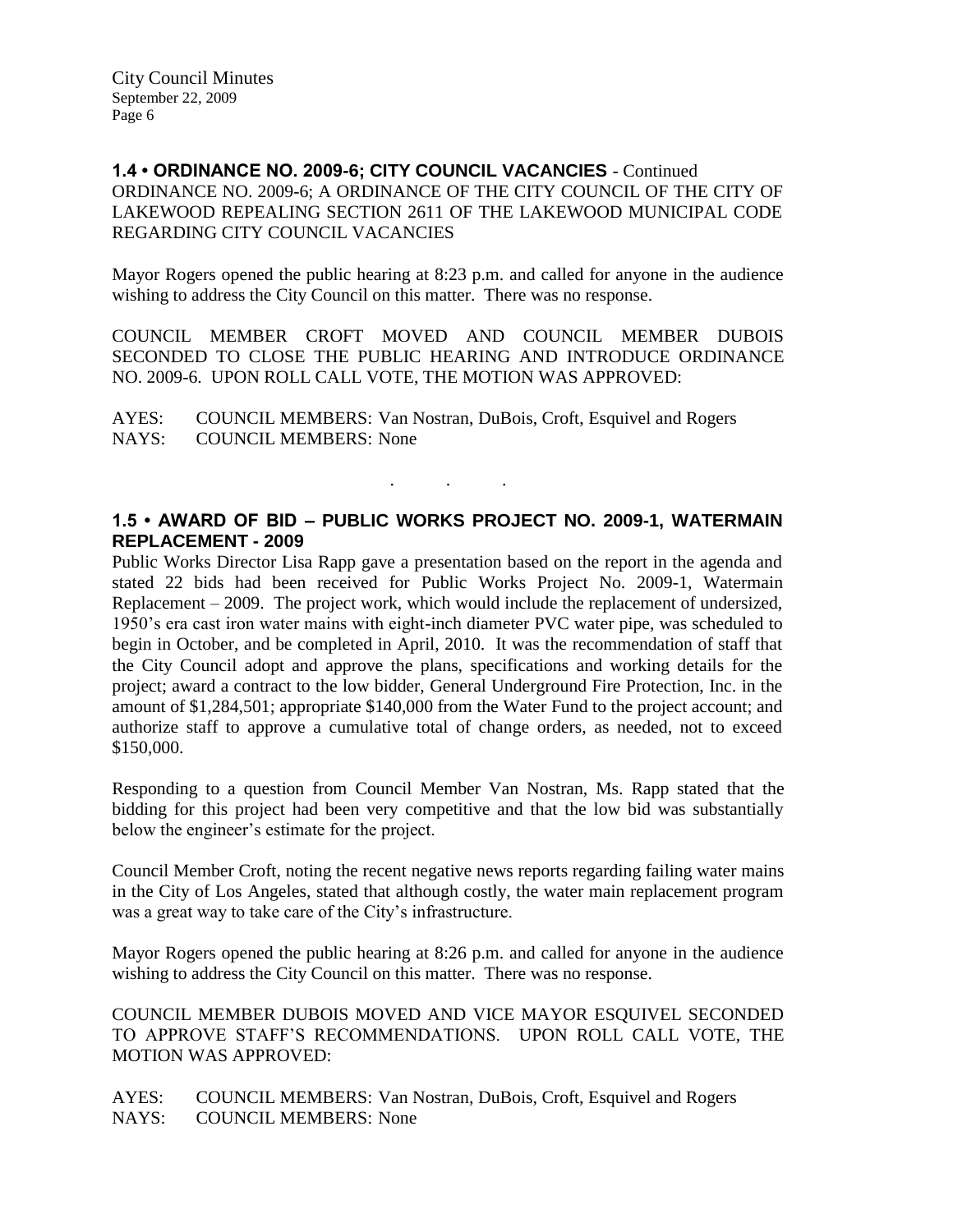## 1.4 • ORDINANCE NO. 2009-6; CITY COUNCIL VACANCIES - Continued

ORDINANCE NO. 2009-6; A ORDINANCE OF THE CITY COUNCIL OF THE CITY OF LAKEWOOD REPEALING SECTION 2611 OF THE LAKEWOOD MUNICIPAL CODE REGARDING CITY COUNCIL VACANCIES

Mayor Rogers opened the public hearing at 8:23 p.m. and called for anyone in the audience wishing to address the City Council on this matter. There was no response.

COUNCIL MEMBER CROFT MOVED AND COUNCIL MEMBER DUBOIS SECONDED TO CLOSE THE PUBLIC HEARING AND INTRODUCE ORDINANCE NO. 2009-6. UPON ROLL CALL VOTE, THE MOTION WAS APPROVED:

AYES: COUNCIL MEMBERS: Van Nostran, DuBois, Croft, Esquivel and Rogers
NAYS: COUNCIL MEMBERS: None

. . .

## 1.5 • AWARD OF BID – PUBLIC WORKS PROJECT NO. 2009-1, WATERMAIN REPLACEMENT - 2009

Public Works Director Lisa Rapp gave a presentation based on the report in the agenda and stated 22 bids had been received for Public Works Project No. 2009-1, Watermain Replacement – 2009. The project work, which would include the replacement of undersized, 1950's era cast iron water mains with eight-inch diameter PVC water pipe, was scheduled to begin in October, and be completed in April, 2010. It was the recommendation of staff that the City Council adopt and approve the plans, specifications and working details for the project; award a contract to the low bidder, General Underground Fire Protection, Inc. in the amount of $1,284,501; appropriate $140,000 from the Water Fund to the project account; and authorize staff to approve a cumulative total of change orders, as needed, not to exceed $150,000.

Responding to a question from Council Member Van Nostran, Ms. Rapp stated that the bidding for this project had been very competitive and that the low bid was substantially below the engineer's estimate for the project.

Council Member Croft, noting the recent negative news reports regarding failing water mains in the City of Los Angeles, stated that although costly, the water main replacement program was a great way to take care of the City's infrastructure.

Mayor Rogers opened the public hearing at 8:26 p.m. and called for anyone in the audience wishing to address the City Council on this matter. There was no response.

COUNCIL MEMBER DUBOIS MOVED AND VICE MAYOR ESQUIVEL SECONDED TO APPROVE STAFF'S RECOMMENDATIONS. UPON ROLL CALL VOTE, THE MOTION WAS APPROVED:

AYES: COUNCIL MEMBERS: Van Nostran, DuBois, Croft, Esquivel and Rogers
NAYS: COUNCIL MEMBERS: None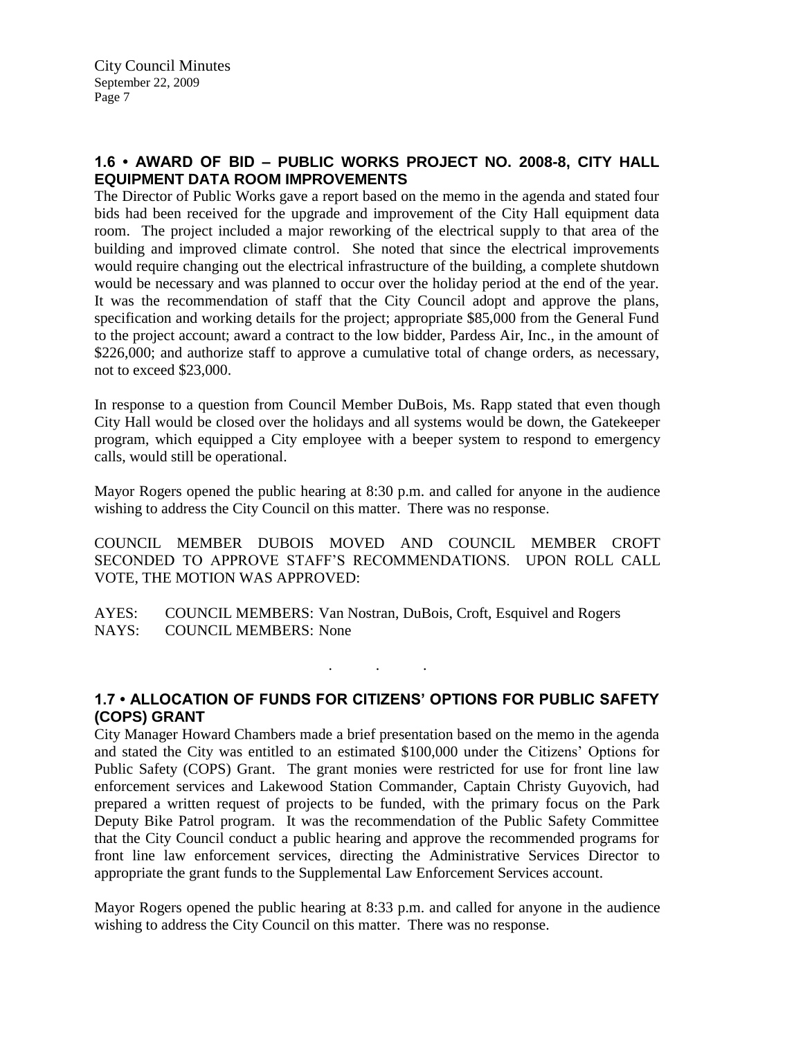## 1.6 • AWARD OF BID – PUBLIC WORKS PROJECT NO. 2008-8, CITY HALL EQUIPMENT DATA ROOM IMPROVEMENTS

The Director of Public Works gave a report based on the memo in the agenda and stated four bids had been received for the upgrade and improvement of the City Hall equipment data room. The project included a major reworking of the electrical supply to that area of the building and improved climate control. She noted that since the electrical improvements would require changing out the electrical infrastructure of the building, a complete shutdown would be necessary and was planned to occur over the holiday period at the end of the year. It was the recommendation of staff that the City Council adopt and approve the plans, specification and working details for the project; appropriate $85,000 from the General Fund to the project account; award a contract to the low bidder, Pardess Air, Inc., in the amount of $226,000; and authorize staff to approve a cumulative total of change orders, as necessary, not to exceed $23,000.

In response to a question from Council Member DuBois, Ms. Rapp stated that even though City Hall would be closed over the holidays and all systems would be down, the Gatekeeper program, which equipped a City employee with a beeper system to respond to emergency calls, would still be operational.

Mayor Rogers opened the public hearing at 8:30 p.m. and called for anyone in the audience wishing to address the City Council on this matter. There was no response.

COUNCIL MEMBER DUBOIS MOVED AND COUNCIL MEMBER CROFT SECONDED TO APPROVE STAFF'S RECOMMENDATIONS. UPON ROLL CALL VOTE, THE MOTION WAS APPROVED:

AYES: COUNCIL MEMBERS: Van Nostran, DuBois, Croft, Esquivel and Rogers
NAYS: COUNCIL MEMBERS: None

. . .

## 1.7 • ALLOCATION OF FUNDS FOR CITIZENS' OPTIONS FOR PUBLIC SAFETY (COPS) GRANT

City Manager Howard Chambers made a brief presentation based on the memo in the agenda and stated the City was entitled to an estimated $100,000 under the Citizens' Options for Public Safety (COPS) Grant. The grant monies were restricted for use for front line law enforcement services and Lakewood Station Commander, Captain Christy Guyovich, had prepared a written request of projects to be funded, with the primary focus on the Park Deputy Bike Patrol program. It was the recommendation of the Public Safety Committee that the City Council conduct a public hearing and approve the recommended programs for front line law enforcement services, directing the Administrative Services Director to appropriate the grant funds to the Supplemental Law Enforcement Services account.

Mayor Rogers opened the public hearing at 8:33 p.m. and called for anyone in the audience wishing to address the City Council on this matter. There was no response.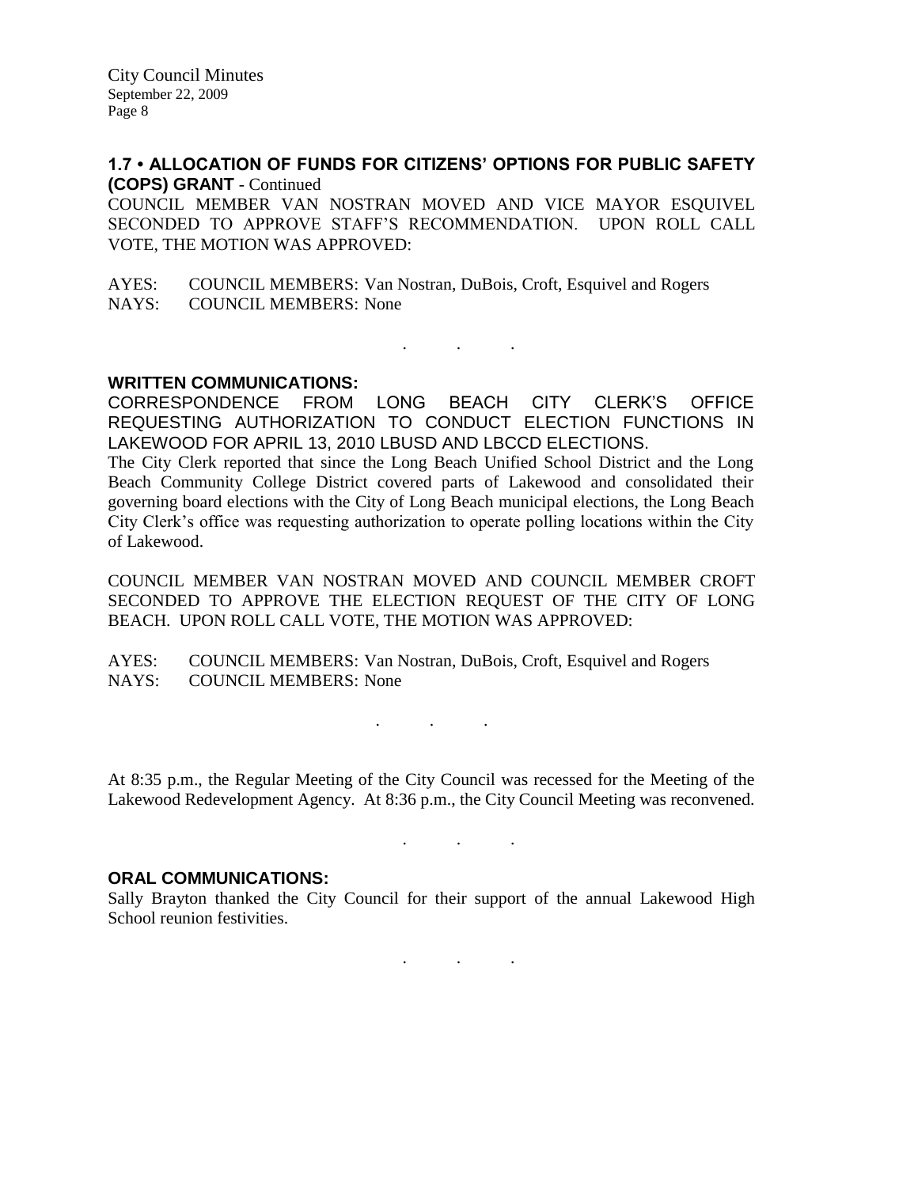### 1.7 • ALLOCATION OF FUNDS FOR CITIZENS' OPTIONS FOR PUBLIC SAFETY (COPS) GRANT - Continued

COUNCIL MEMBER VAN NOSTRAN MOVED AND VICE MAYOR ESQUIVEL SECONDED TO APPROVE STAFF'S RECOMMENDATION. UPON ROLL CALL VOTE, THE MOTION WAS APPROVED:

AYES: COUNCIL MEMBERS: Van Nostran, DuBois, Croft, Esquivel and Rogers
NAYS: COUNCIL MEMBERS: None

. . .

### WRITTEN COMMUNICATIONS:

CORRESPONDENCE FROM LONG BEACH CITY CLERK'S OFFICE REQUESTING AUTHORIZATION TO CONDUCT ELECTION FUNCTIONS IN LAKEWOOD FOR APRIL 13, 2010 LBUSD AND LBCCD ELECTIONS.

The City Clerk reported that since the Long Beach Unified School District and the Long Beach Community College District covered parts of Lakewood and consolidated their governing board elections with the City of Long Beach municipal elections, the Long Beach City Clerk's office was requesting authorization to operate polling locations within the City of Lakewood.

COUNCIL MEMBER VAN NOSTRAN MOVED AND COUNCIL MEMBER CROFT SECONDED TO APPROVE THE ELECTION REQUEST OF THE CITY OF LONG BEACH. UPON ROLL CALL VOTE, THE MOTION WAS APPROVED:

AYES: COUNCIL MEMBERS: Van Nostran, DuBois, Croft, Esquivel and Rogers
NAYS: COUNCIL MEMBERS: None

. . .

At 8:35 p.m., the Regular Meeting of the City Council was recessed for the Meeting of the Lakewood Redevelopment Agency. At 8:36 p.m., the City Council Meeting was reconvened.

. . .

### ORAL COMMUNICATIONS:

Sally Brayton thanked the City Council for their support of the annual Lakewood High School reunion festivities.

. . .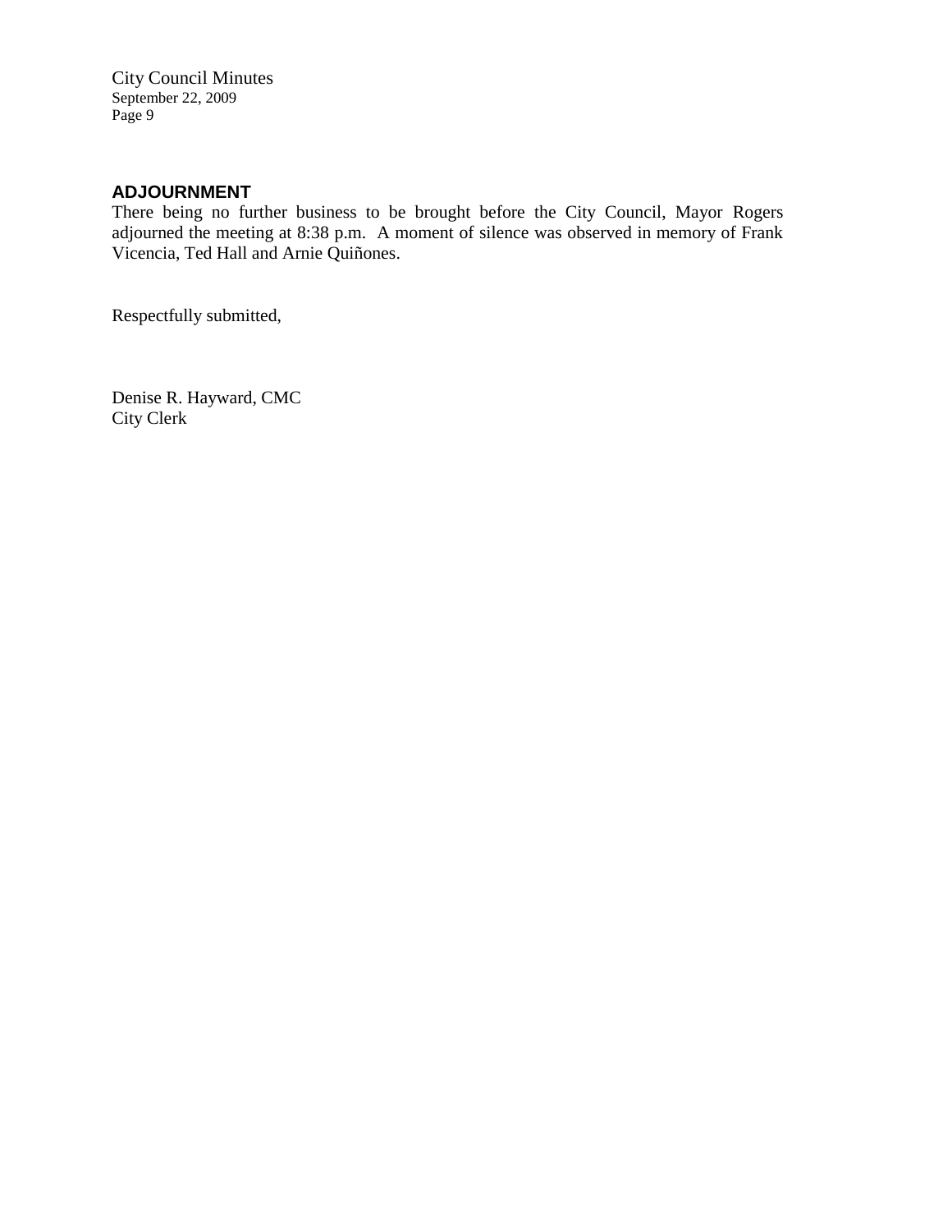## ADJOURNMENT

There being no further business to be brought before the City Council, Mayor Rogers adjourned the meeting at 8:38 p.m. A moment of silence was observed in memory of Frank Vicencia, Ted Hall and Arnie Quiñones.

Respectfully submitted,

Denise R. Hayward, CMC
City Clerk